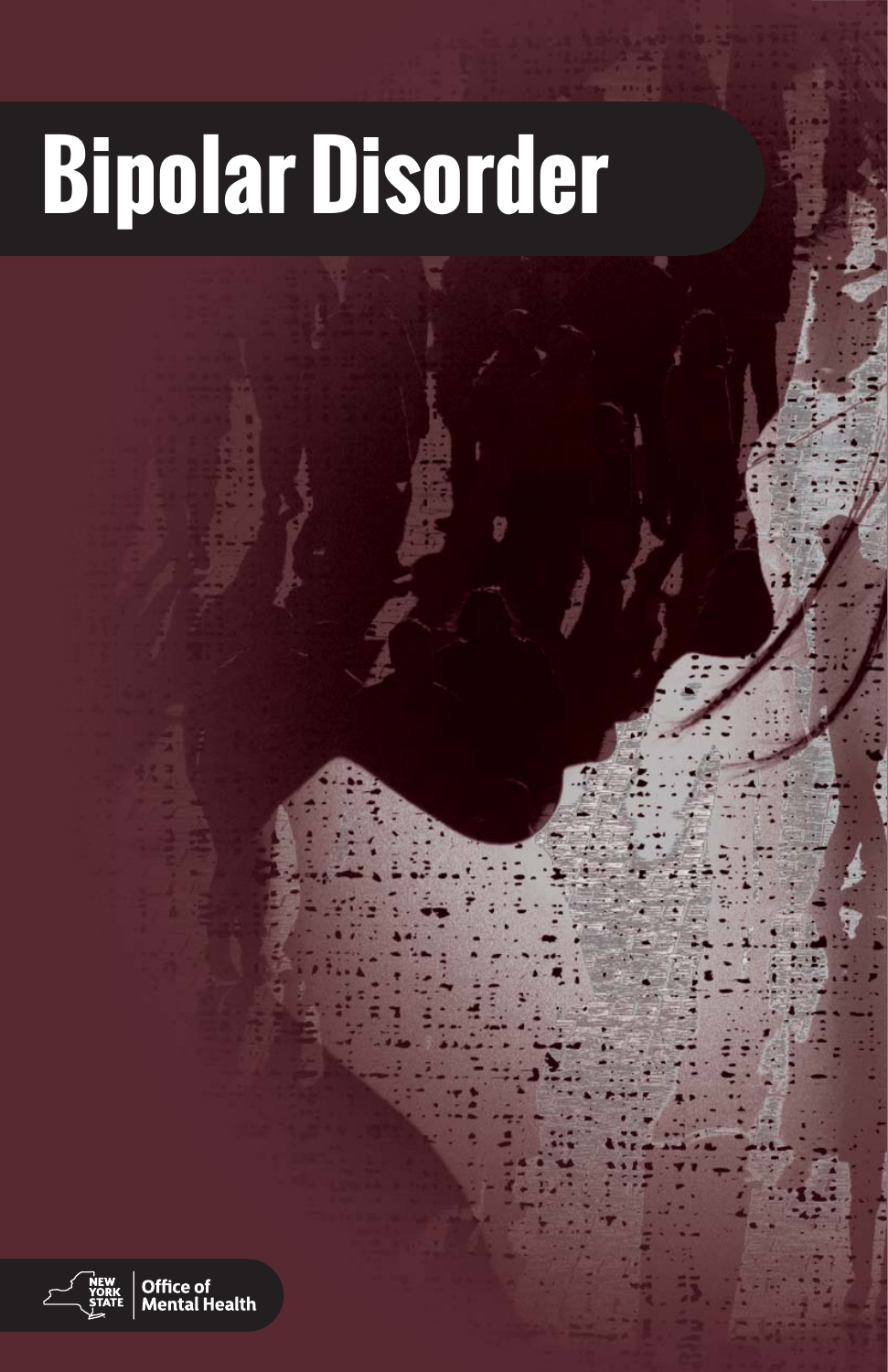# Bipolar Disorder

NEW YORK STATE | Office of Mental Health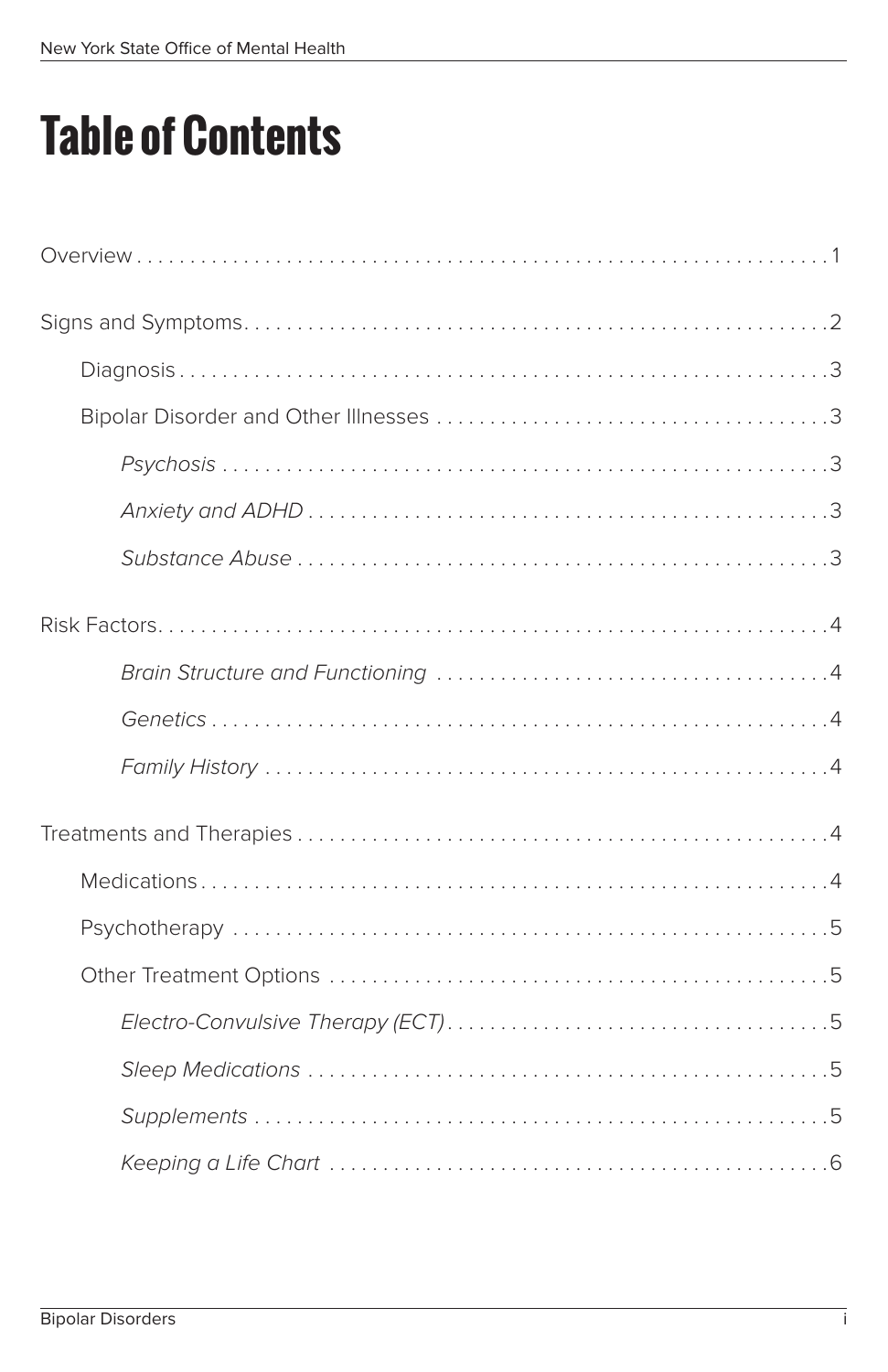# Table of Contents

Overview . . . . . . . . . . 1

Signs and Symptoms . . . . . . . . . . 2

- Diagnosis . . . . . . . . . . 3
- Bipolar Disorder and Other Illnesses . . . . . . . . . . 3
  - *Psychosis* . . . . . . . . . . 3
  - *Anxiety and ADHD* . . . . . . . . . . 3
  - *Substance Abuse* . . . . . . . . . . 3

Risk Factors . . . . . . . . . . 4

- *Brain Structure and Functioning* . . . . . . . . . . 4
- *Genetics* . . . . . . . . . . 4
- *Family History* . . . . . . . . . . 4

Treatments and Therapies . . . . . . . . . . 4

- Medications . . . . . . . . . . 4
- Psychotherapy . . . . . . . . . . 5
- Other Treatment Options . . . . . . . . . . 5
  - *Electro-Convulsive Therapy (ECT)* . . . . . . . . . . 5
  - *Sleep Medications* . . . . . . . . . . 5
  - *Supplements* . . . . . . . . . . 5
  - *Keeping a Life Chart* . . . . . . . . . . 6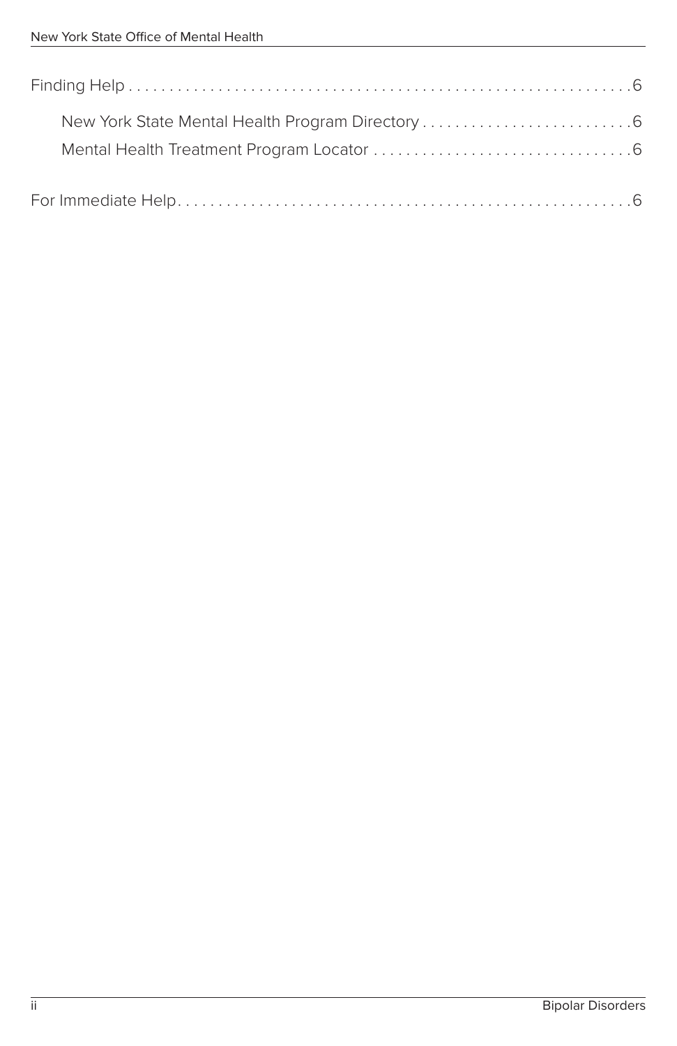Finding Help . . . . . . . . . . . . . . . . . . . . . . . . . . . . . . . . . . . . . . . . . . . . . . . . . . . . . . . . . . . . 6

- New York State Mental Health Program Directory . . . . . . . . . . . . . . . . . . . . . . . . . . 6
- Mental Health Treatment Program Locator . . . . . . . . . . . . . . . . . . . . . . . . . . . . . . . . 6

For Immediate Help. . . . . . . . . . . . . . . . . . . . . . . . . . . . . . . . . . . . . . . . . . . . . . . . . . . . . 6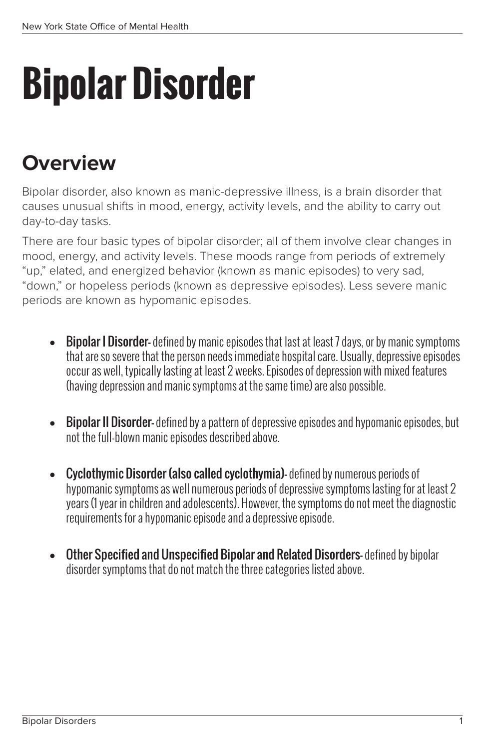# Bipolar Disorder

## Overview

Bipolar disorder, also known as manic-depressive illness, is a brain disorder that causes unusual shifts in mood, energy, activity levels, and the ability to carry out day-to-day tasks.

There are four basic types of bipolar disorder; all of them involve clear changes in mood, energy, and activity levels. These moods range from periods of extremely "up," elated, and energized behavior (known as manic episodes) to very sad, "down," or hopeless periods (known as depressive episodes). Less severe manic periods are known as hypomanic episodes.

- **Bipolar I Disorder**- defined by manic episodes that last at least 7 days, or by manic symptoms that are so severe that the person needs immediate hospital care. Usually, depressive episodes occur as well, typically lasting at least 2 weeks. Episodes of depression with mixed features (having depression and manic symptoms at the same time) are also possible.

- **Bipolar II Disorder**- defined by a pattern of depressive episodes and hypomanic episodes, but not the full-blown manic episodes described above.

- **Cyclothymic Disorder (also called cyclothymia)**- defined by numerous periods of hypomanic symptoms as well numerous periods of depressive symptoms lasting for at least 2 years (1 year in children and adolescents). However, the symptoms do not meet the diagnostic requirements for a hypomanic episode and a depressive episode.

- **Other Specified and Unspecified Bipolar and Related Disorders**- defined by bipolar disorder symptoms that do not match the three categories listed above.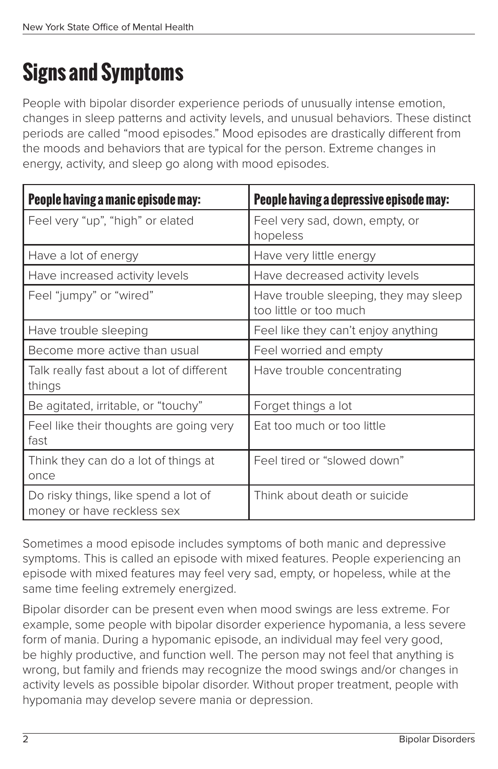# Signs and Symptoms

People with bipolar disorder experience periods of unusually intense emotion, changes in sleep patterns and activity levels, and unusual behaviors. These distinct periods are called "mood episodes." Mood episodes are drastically different from the moods and behaviors that are typical for the person. Extreme changes in energy, activity, and sleep go along with mood episodes.

| People having a manic episode may: | People having a depressive episode may: |
|---|---|
| Feel very "up", "high" or elated | Feel very sad, down, empty, or hopeless |
| Have a lot of energy | Have very little energy |
| Have increased activity levels | Have decreased activity levels |
| Feel "jumpy" or "wired" | Have trouble sleeping, they may sleep too little or too much |
| Have trouble sleeping | Feel like they can't enjoy anything |
| Become more active than usual | Feel worried and empty |
| Talk really fast about a lot of different things | Have trouble concentrating |
| Be agitated, irritable, or "touchy" | Forget things a lot |
| Feel like their thoughts are going very fast | Eat too much or too little |
| Think they can do a lot of things at once | Feel tired or "slowed down" |
| Do risky things, like spend a lot of money or have reckless sex | Think about death or suicide |

Sometimes a mood episode includes symptoms of both manic and depressive symptoms. This is called an episode with mixed features. People experiencing an episode with mixed features may feel very sad, empty, or hopeless, while at the same time feeling extremely energized.

Bipolar disorder can be present even when mood swings are less extreme. For example, some people with bipolar disorder experience hypomania, a less severe form of mania. During a hypomanic episode, an individual may feel very good, be highly productive, and function well. The person may not feel that anything is wrong, but family and friends may recognize the mood swings and/or changes in activity levels as possible bipolar disorder. Without proper treatment, people with hypomania may develop severe mania or depression.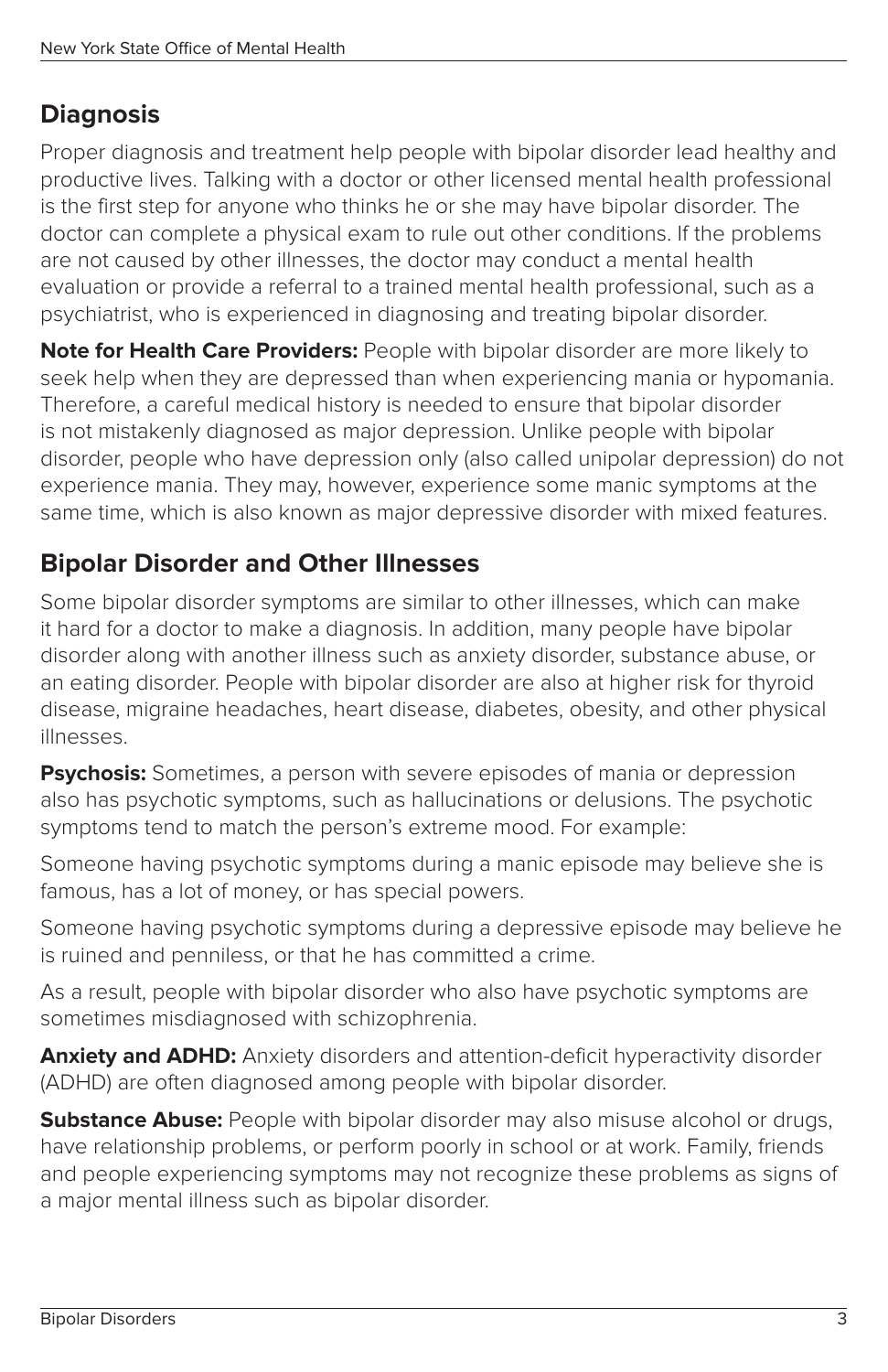## Diagnosis

Proper diagnosis and treatment help people with bipolar disorder lead healthy and productive lives. Talking with a doctor or other licensed mental health professional is the first step for anyone who thinks he or she may have bipolar disorder. The doctor can complete a physical exam to rule out other conditions. If the problems are not caused by other illnesses, the doctor may conduct a mental health evaluation or provide a referral to a trained mental health professional, such as a psychiatrist, who is experienced in diagnosing and treating bipolar disorder.

**Note for Health Care Providers:** People with bipolar disorder are more likely to seek help when they are depressed than when experiencing mania or hypomania. Therefore, a careful medical history is needed to ensure that bipolar disorder is not mistakenly diagnosed as major depression. Unlike people with bipolar disorder, people who have depression only (also called unipolar depression) do not experience mania. They may, however, experience some manic symptoms at the same time, which is also known as major depressive disorder with mixed features.

## Bipolar Disorder and Other Illnesses

Some bipolar disorder symptoms are similar to other illnesses, which can make it hard for a doctor to make a diagnosis. In addition, many people have bipolar disorder along with another illness such as anxiety disorder, substance abuse, or an eating disorder. People with bipolar disorder are also at higher risk for thyroid disease, migraine headaches, heart disease, diabetes, obesity, and other physical illnesses.

**Psychosis:** Sometimes, a person with severe episodes of mania or depression also has psychotic symptoms, such as hallucinations or delusions. The psychotic symptoms tend to match the person's extreme mood. For example:

Someone having psychotic symptoms during a manic episode may believe she is famous, has a lot of money, or has special powers.

Someone having psychotic symptoms during a depressive episode may believe he is ruined and penniless, or that he has committed a crime.

As a result, people with bipolar disorder who also have psychotic symptoms are sometimes misdiagnosed with schizophrenia.

**Anxiety and ADHD:** Anxiety disorders and attention-deficit hyperactivity disorder (ADHD) are often diagnosed among people with bipolar disorder.

**Substance Abuse:** People with bipolar disorder may also misuse alcohol or drugs, have relationship problems, or perform poorly in school or at work. Family, friends and people experiencing symptoms may not recognize these problems as signs of a major mental illness such as bipolar disorder.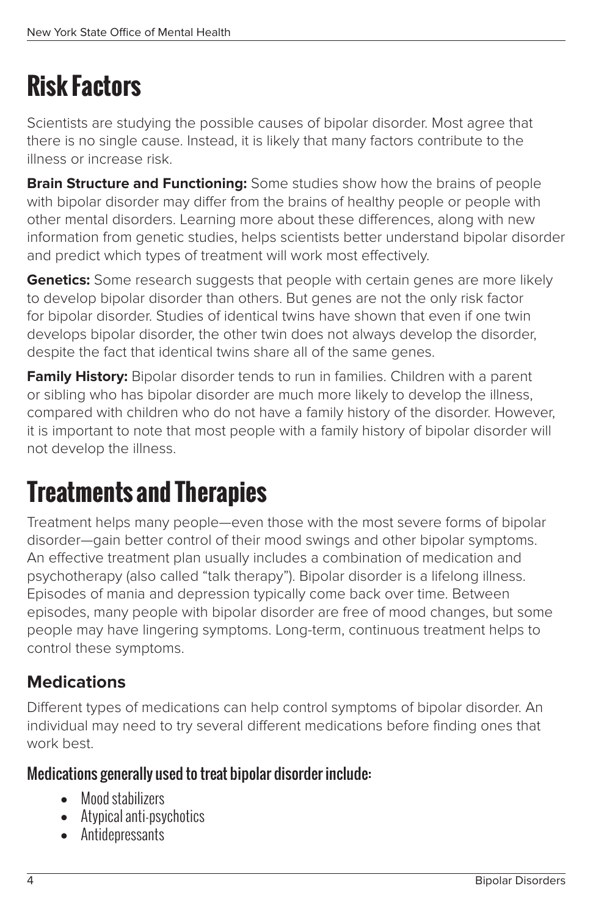# Risk Factors

Scientists are studying the possible causes of bipolar disorder. Most agree that there is no single cause. Instead, it is likely that many factors contribute to the illness or increase risk.

**Brain Structure and Functioning:** Some studies show how the brains of people with bipolar disorder may differ from the brains of healthy people or people with other mental disorders. Learning more about these differences, along with new information from genetic studies, helps scientists better understand bipolar disorder and predict which types of treatment will work most effectively.

**Genetics:** Some research suggests that people with certain genes are more likely to develop bipolar disorder than others. But genes are not the only risk factor for bipolar disorder. Studies of identical twins have shown that even if one twin develops bipolar disorder, the other twin does not always develop the disorder, despite the fact that identical twins share all of the same genes.

**Family History:** Bipolar disorder tends to run in families. Children with a parent or sibling who has bipolar disorder are much more likely to develop the illness, compared with children who do not have a family history of the disorder. However, it is important to note that most people with a family history of bipolar disorder will not develop the illness.

# Treatments and Therapies

Treatment helps many people—even those with the most severe forms of bipolar disorder—gain better control of their mood swings and other bipolar symptoms. An effective treatment plan usually includes a combination of medication and psychotherapy (also called "talk therapy"). Bipolar disorder is a lifelong illness. Episodes of mania and depression typically come back over time. Between episodes, many people with bipolar disorder are free of mood changes, but some people may have lingering symptoms. Long-term, continuous treatment helps to control these symptoms.

## Medications

Different types of medications can help control symptoms of bipolar disorder. An individual may need to try several different medications before finding ones that work best.

### Medications generally used to treat bipolar disorder include:

- Mood stabilizers
- Atypical anti-psychotics
- Antidepressants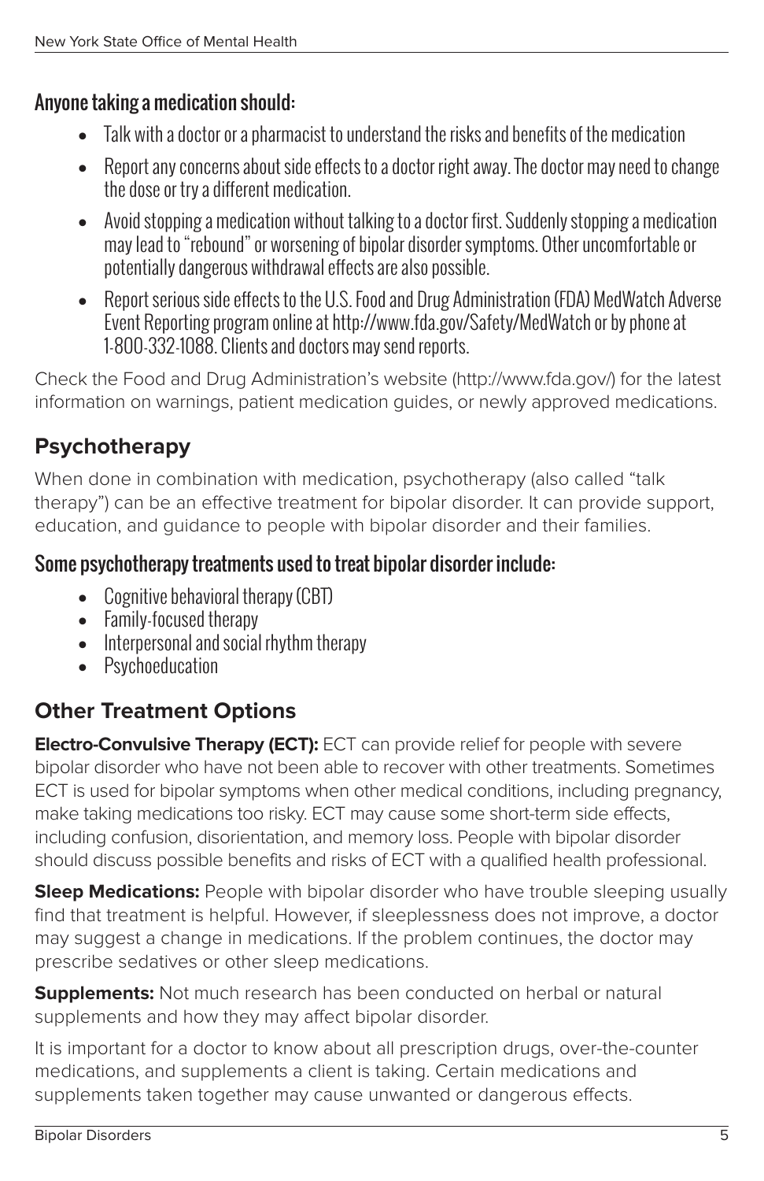### Anyone taking a medication should:

- Talk with a doctor or a pharmacist to understand the risks and benefits of the medication
- Report any concerns about side effects to a doctor right away. The doctor may need to change the dose or try a different medication.
- Avoid stopping a medication without talking to a doctor first. Suddenly stopping a medication may lead to "rebound" or worsening of bipolar disorder symptoms. Other uncomfortable or potentially dangerous withdrawal effects are also possible.
- Report serious side effects to the U.S. Food and Drug Administration (FDA) MedWatch Adverse Event Reporting program online at http://www.fda.gov/Safety/MedWatch or by phone at 1-800-332-1088. Clients and doctors may send reports.

Check the Food and Drug Administration's website (http://www.fda.gov/) for the latest information on warnings, patient medication guides, or newly approved medications.

## Psychotherapy

When done in combination with medication, psychotherapy (also called "talk therapy") can be an effective treatment for bipolar disorder. It can provide support, education, and guidance to people with bipolar disorder and their families.

### Some psychotherapy treatments used to treat bipolar disorder include:

- Cognitive behavioral therapy (CBT)
- Family-focused therapy
- Interpersonal and social rhythm therapy
- Psychoeducation

## Other Treatment Options

**Electro-Convulsive Therapy (ECT):** ECT can provide relief for people with severe bipolar disorder who have not been able to recover with other treatments. Sometimes ECT is used for bipolar symptoms when other medical conditions, including pregnancy, make taking medications too risky. ECT may cause some short-term side effects, including confusion, disorientation, and memory loss. People with bipolar disorder should discuss possible benefits and risks of ECT with a qualified health professional.

**Sleep Medications:** People with bipolar disorder who have trouble sleeping usually find that treatment is helpful. However, if sleeplessness does not improve, a doctor may suggest a change in medications. If the problem continues, the doctor may prescribe sedatives or other sleep medications.

**Supplements:** Not much research has been conducted on herbal or natural supplements and how they may affect bipolar disorder.

It is important for a doctor to know about all prescription drugs, over-the-counter medications, and supplements a client is taking. Certain medications and supplements taken together may cause unwanted or dangerous effects.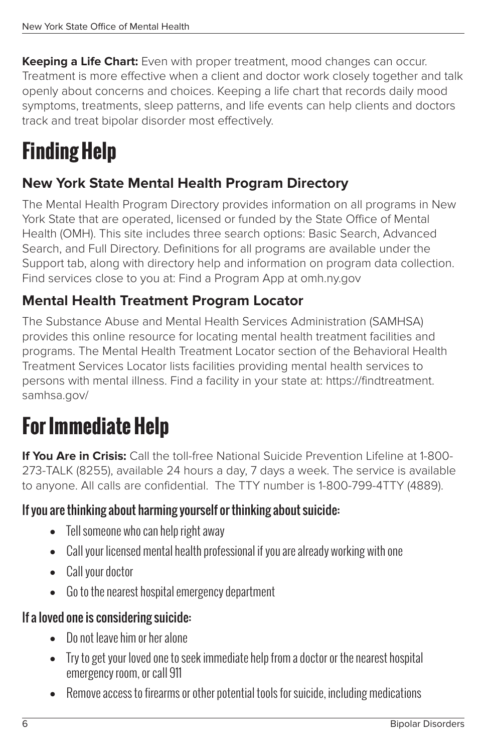**Keeping a Life Chart:** Even with proper treatment, mood changes can occur. Treatment is more effective when a client and doctor work closely together and talk openly about concerns and choices. Keeping a life chart that records daily mood symptoms, treatments, sleep patterns, and life events can help clients and doctors track and treat bipolar disorder most effectively.

# Finding Help

## New York State Mental Health Program Directory

The Mental Health Program Directory provides information on all programs in New York State that are operated, licensed or funded by the State Office of Mental Health (OMH). This site includes three search options: Basic Search, Advanced Search, and Full Directory. Definitions for all programs are available under the Support tab, along with directory help and information on program data collection. Find services close to you at: Find a Program App at omh.ny.gov

## Mental Health Treatment Program Locator

The Substance Abuse and Mental Health Services Administration (SAMHSA) provides this online resource for locating mental health treatment facilities and programs. The Mental Health Treatment Locator section of the Behavioral Health Treatment Services Locator lists facilities providing mental health services to persons with mental illness. Find a facility in your state at: https://findtreatment.samhsa.gov/

# For Immediate Help

**If You Are in Crisis:** Call the toll-free National Suicide Prevention Lifeline at 1-800-273-TALK (8255), available 24 hours a day, 7 days a week. The service is available to anyone. All calls are confidential. The TTY number is 1-800-799-4TTY (4889).

### If you are thinking about harming yourself or thinking about suicide:

- Tell someone who can help right away
- Call your licensed mental health professional if you are already working with one
- Call your doctor
- Go to the nearest hospital emergency department

### If a loved one is considering suicide:

- Do not leave him or her alone
- Try to get your loved one to seek immediate help from a doctor or the nearest hospital emergency room, or call 911
- Remove access to firearms or other potential tools for suicide, including medications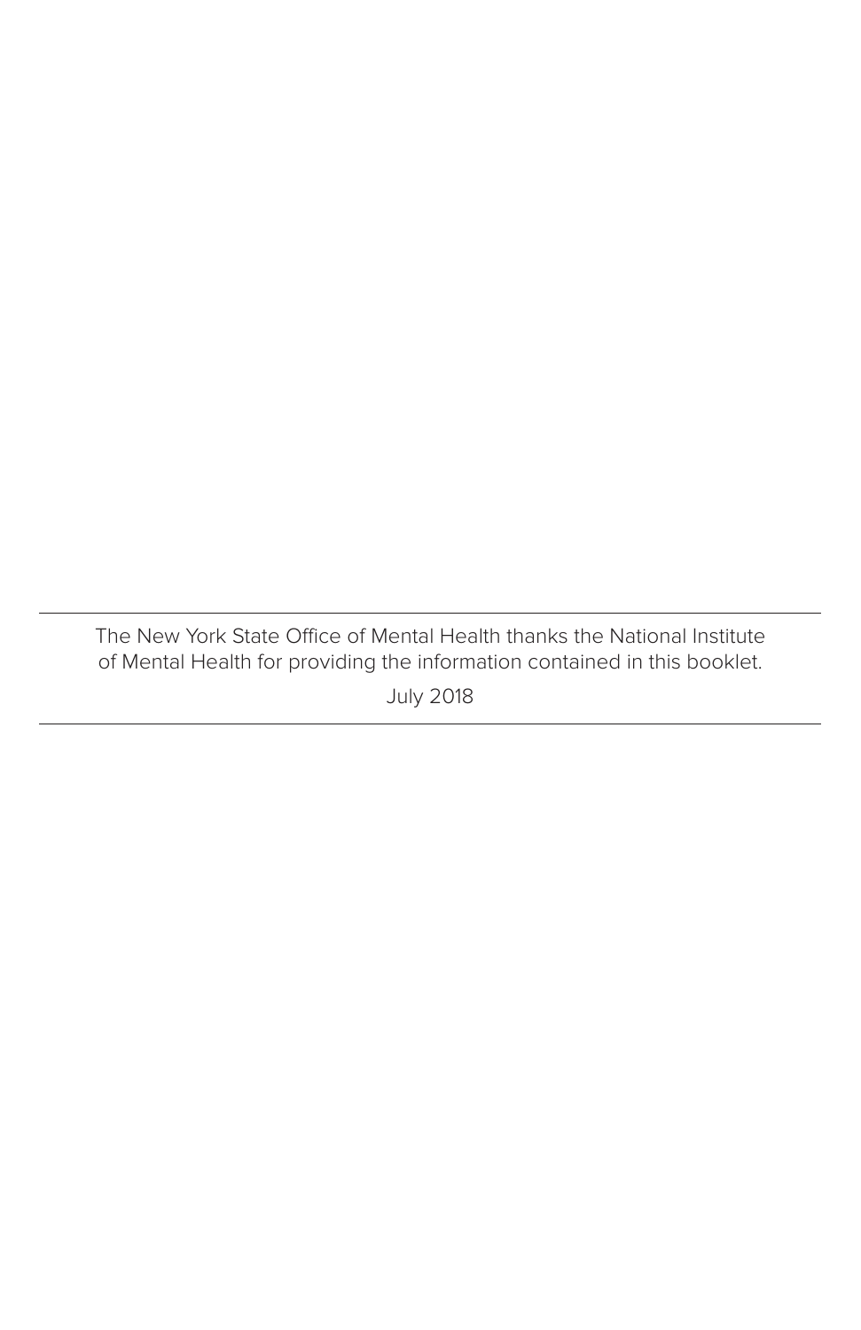---

The New York State Office of Mental Health thanks the National Institute of Mental Health for providing the information contained in this booklet.

July 2018

---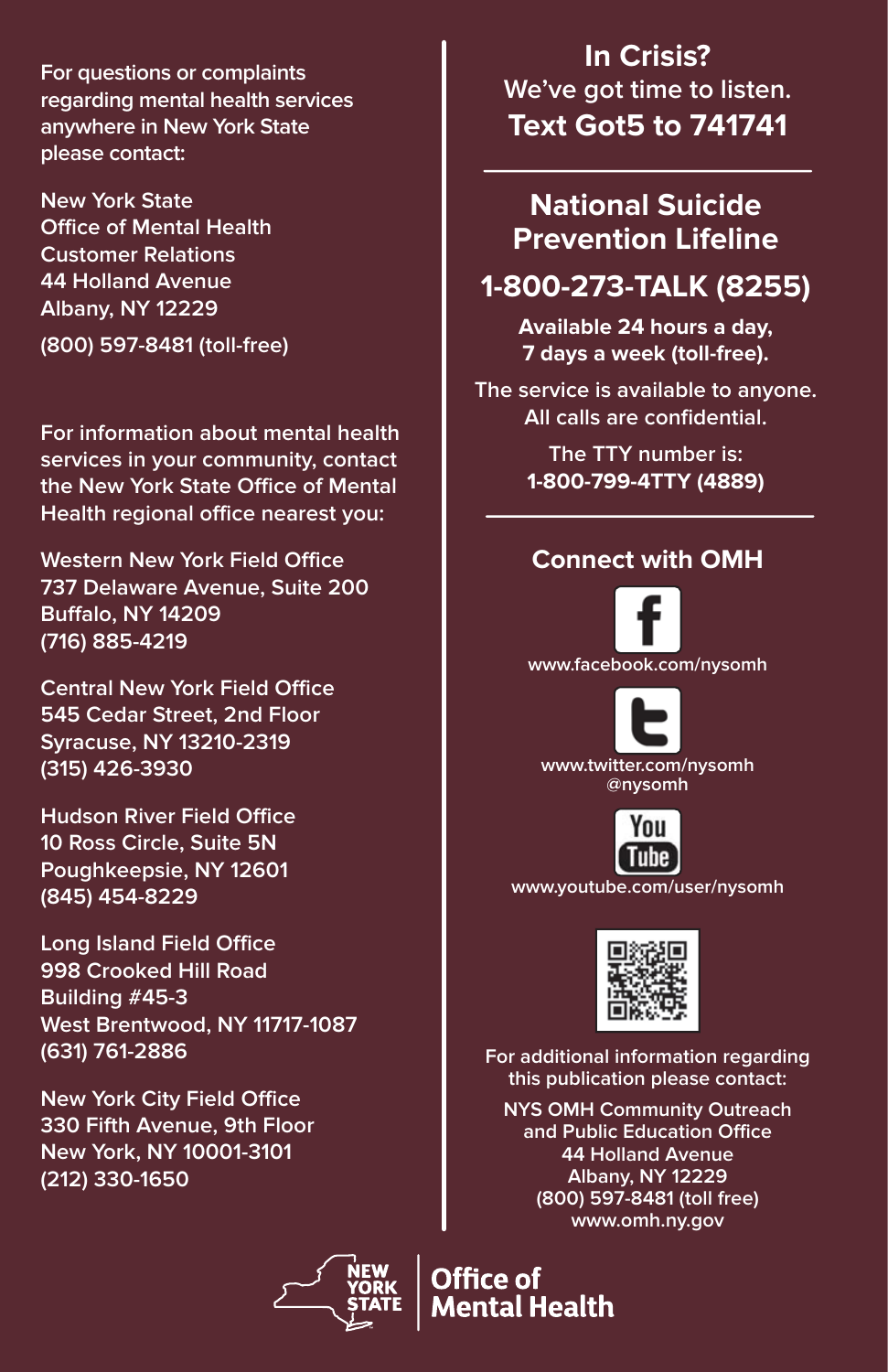For questions or complaints regarding mental health services anywhere in New York State please contact:

New York State
Office of Mental Health
Customer Relations
44 Holland Avenue
Albany, NY 12229

(800) 597-8481 (toll-free)

For information about mental health services in your community, contact the New York State Office of Mental Health regional office nearest you:

Western New York Field Office
737 Delaware Avenue, Suite 200
Buffalo, NY 14209
(716) 885-4219

Central New York Field Office
545 Cedar Street, 2nd Floor
Syracuse, NY 13210-2319
(315) 426-3930

Hudson River Field Office
10 Ross Circle, Suite 5N
Poughkeepsie, NY 12601
(845) 454-8229

Long Island Field Office
998 Crooked Hill Road
Building #45-3
West Brentwood, NY 11717-1087
(631) 761-2886

New York City Field Office
330 Fifth Avenue, 9th Floor
New York, NY 10001-3101
(212) 330-1650

## In Crisis?

We've got time to listen.

**Text Got5 to 741741**

## National Suicide Prevention Lifeline

## 1-800-273-TALK (8255)

**Available 24 hours a day, 7 days a week (toll-free).**

The service is available to anyone. All calls are confidential.

The TTY number is:
**1-800-799-4TTY (4889)**

## Connect with OMH

www.facebook.com/nysomh

www.twitter.com/nysomh
@nysomh

www.youtube.com/user/nysomh

For additional information regarding this publication please contact:

NYS OMH Community Outreach and Public Education Office
44 Holland Avenue
Albany, NY 12229
(800) 597-8481 (toll free)
www.omh.ny.gov

NEW YORK STATE | Office of Mental Health